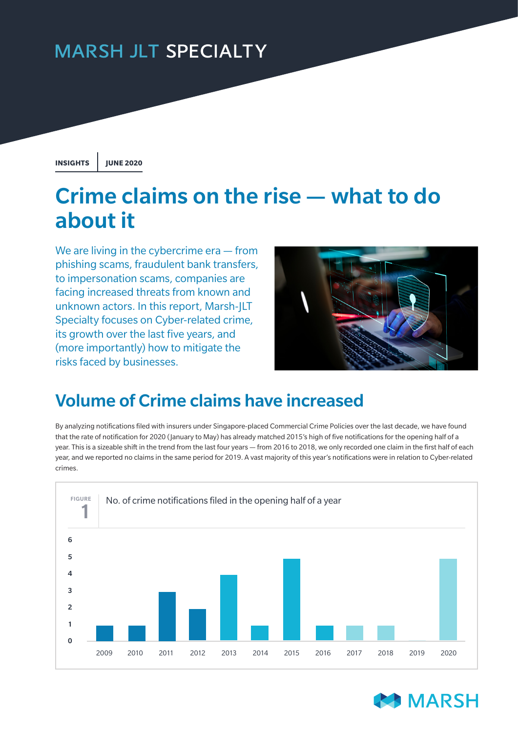MARSH JLT SPECIALTY

INSIGHTS | JUNE 2020

# Crime claims on the rise — what to do about it

We are living in the cybercrime era — from phishing scams, fraudulent bank transfers, to impersonation scams, companies are facing increased threats from known and unknown actors. In this report, Marsh-JLT Specialty focuses on Cyber-related crime, its growth over the last five years, and (more importantly) how to mitigate the risks faced by businesses.

## Volume of Crime claims have increased

By analyzing notifications filed with insurers under Singapore-placed Commercial Crime Policies over the last decade, we have found that the rate of notification for 2020 (January to May) has already matched 2015's high of five notifications for the opening half of a year. This is a sizeable shift in the trend from the last four years — from 2016 to 2018, we only recorded one claim in the first half of each year, and we reported no claims in the same period for 2019. A vast majority of this year's notifications were in relation to Cyber-related crimes.

FIGURE 1

No. of crime notifications filed in the opening half of a year

| Year | No. of notifications |
|---|---|
| 2009 | 1 |
| 2010 | 1 |
| 2011 | 3 |
| 2012 | 2 |
| 2013 | 4 |
| 2014 | 1 |
| 2015 | 5 |
| 2016 | 1 |
| 2017 | 1 |
| 2018 | 1 |
| 2019 | 0 |
| 2020 | 5 |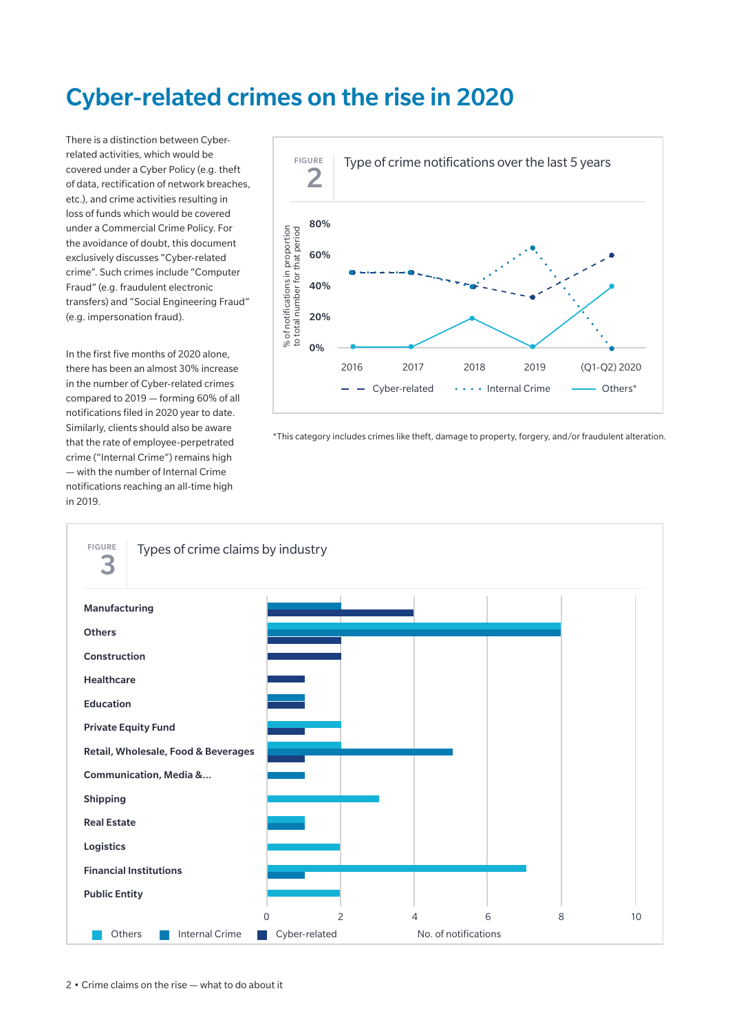# Cyber-related crimes on the rise in 2020

There is a distinction between Cyber-related activities, which would be covered under a Cyber Policy (e.g. theft of data, rectification of network breaches, etc.), and crime activities resulting in loss of funds which would be covered under a Commercial Crime Policy. For the avoidance of doubt, this document exclusively discusses "Cyber-related crime". Such crimes include "Computer Fraud" (e.g. fraudulent electronic transfers) and "Social Engineering Fraud" (e.g. impersonation fraud).

In the first five months of 2020 alone, there has been an almost 30% increase in the number of Cyber-related crimes compared to 2019 — forming 60% of all notifications filed in 2020 year to date. Similarly, clients should also be aware that the rate of employee-perpetrated crime ("Internal Crime") remains high — with the number of Internal Crime notifications reaching an all-time high in 2019.

FIGURE 2

Type of crime notifications over the last 5 years

| % of notifications in proportion to total number for that period | 2016 | 2017 | 2018 | 2019 | (Q1-Q2) 2020 |
|---|---|---|---|---|---|
| Cyber-related | 50% | 50% | 40% | 33% | 60% |
| Internal Crime | 50% | 50% | 40% | 67% | 0% |
| Others* | 0% | 0% | 20% | 0% | 40% |

*This category includes crimes like theft, damage to property, forgery, and/or fraudulent alteration.

FIGURE 3

Types of crime claims by industry

| Industry | Others | Internal Crime | Cyber-related |
|---|---|---|---|
| Manufacturing | | 2 | 4 |
| Others | 8 | 8 | 2 |
| Construction | | | 2 |
| Healthcare | | | 1 |
| Education | | 1 | 1 |
| Private Equity Fund | 2 | | 1 |
| Retail, Wholesale, Food & Beverages | 2 | 5 | 1 |
| Communication, Media &... | | 1 | |
| Shipping | 3 | | |
| Real Estate | | 1 | 1 |
| Logistics | 2 | | |
| Financial Institutions | 7 | | 1 |
| Public Entity | 2 | | |

No. of notifications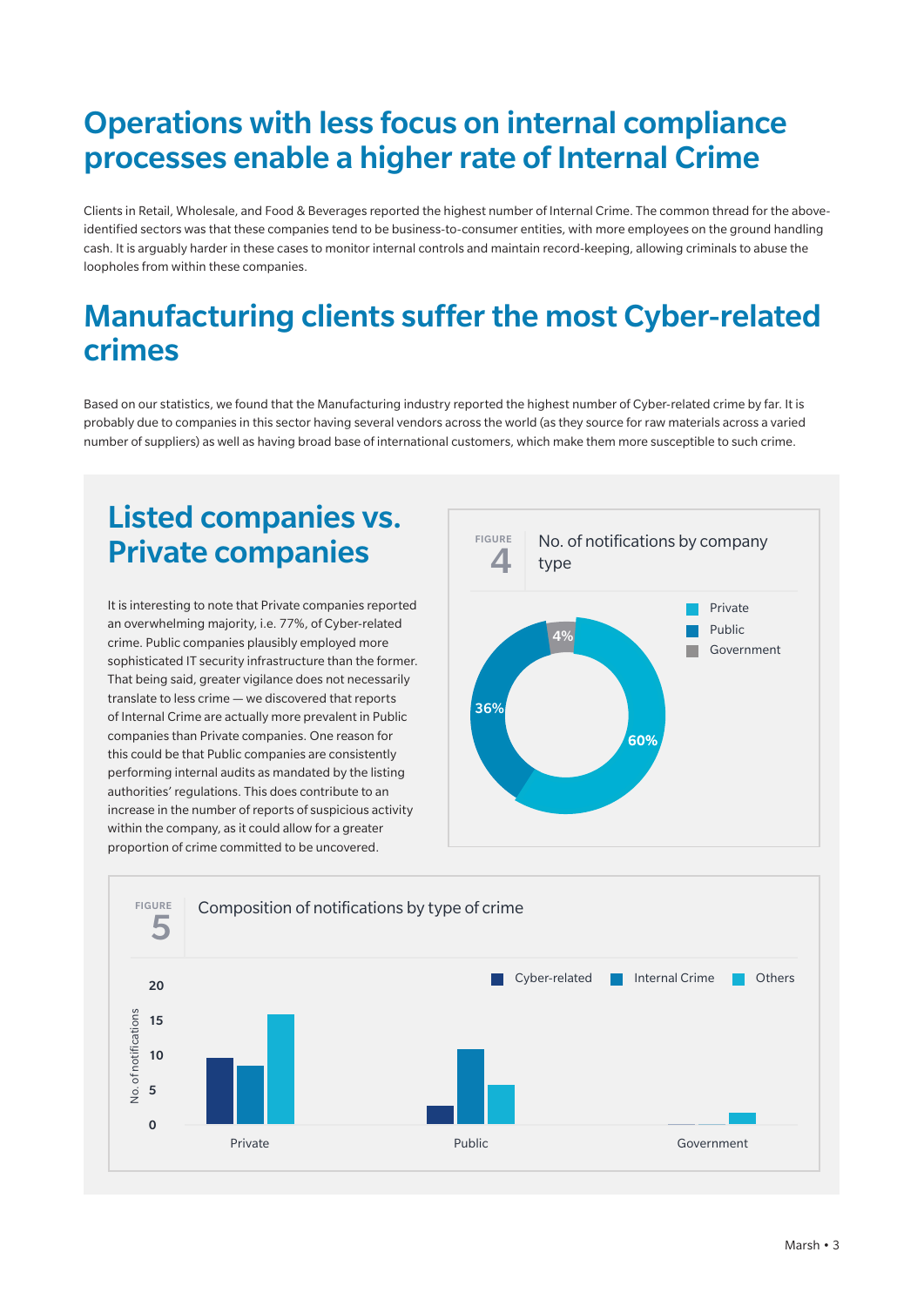# Operations with less focus on internal compliance processes enable a higher rate of Internal Crime

Clients in Retail, Wholesale, and Food & Beverages reported the highest number of Internal Crime. The common thread for the above-identified sectors was that these companies tend to be business-to-consumer entities, with more employees on the ground handling cash. It is arguably harder in these cases to monitor internal controls and maintain record-keeping, allowing criminals to abuse the loopholes from within these companies.

# Manufacturing clients suffer the most Cyber-related crimes

Based on our statistics, we found that the Manufacturing industry reported the highest number of Cyber-related crime by far. It is probably due to companies in this sector having several vendors across the world (as they source for raw materials across a varied number of suppliers) as well as having broad base of international customers, which make them more susceptible to such crime.

## Listed companies vs. Private companies

It is interesting to note that Private companies reported an overwhelming majority, i.e. 77%, of Cyber-related crime. Public companies plausibly employed more sophisticated IT security infrastructure than the former. That being said, greater vigilance does not necessarily translate to less crime — we discovered that reports of Internal Crime are actually more prevalent in Public companies than Private companies. One reason for this could be that Public companies are consistently performing internal audits as mandated by the listing authorities' regulations. This does contribute to an increase in the number of reports of suspicious activity within the company, as it could allow for a greater proportion of crime committed to be uncovered.

**FIGURE 4** No. of notifications by company type

| Company type | Share |
|---|---|
| Private | 60% |
| Public | 36% |
| Government | 4% |

**FIGURE 5** Composition of notifications by type of crime

Legend: Cyber-related, Internal Crime, Others

Y-axis: No. of notifications (0, 5, 10, 15, 20)

X-axis: Private, Public, Government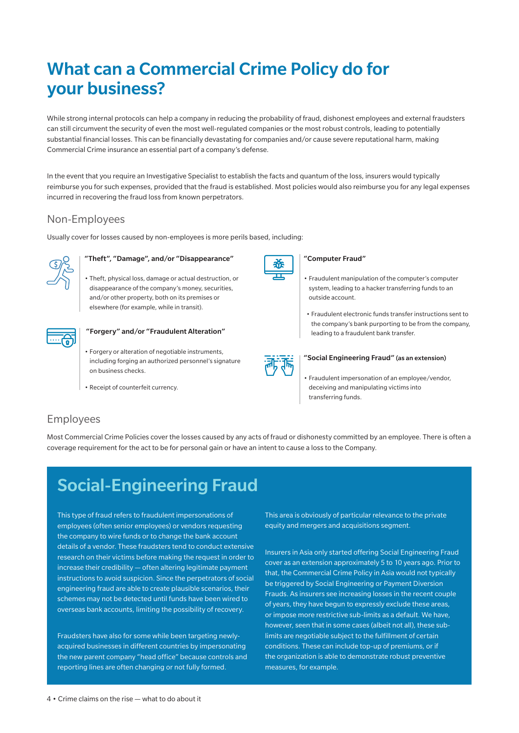# What can a Commercial Crime Policy do for your business?

While strong internal protocols can help a company in reducing the probability of fraud, dishonest employees and external fraudsters can still circumvent the security of even the most well-regulated companies or the most robust controls, leading to potentially substantial financial losses. This can be financially devastating for companies and/or cause severe reputational harm, making Commercial Crime insurance an essential part of a company's defense.

In the event that you require an Investigative Specialist to establish the facts and quantum of the loss, insurers would typically reimburse you for such expenses, provided that the fraud is established. Most policies would also reimburse you for any legal expenses incurred in recovering the fraud loss from known perpetrators.

## Non-Employees

Usually cover for losses caused by non-employees is more perils based, including:

**"Theft", "Damage", and/or "Disappearance"**

- Theft, physical loss, damage or actual destruction, or disappearance of the company's money, securities, and/or other property, both on its premises or elsewhere (for example, while in transit).

**"Forgery" and/or "Fraudulent Alteration"**

- Forgery or alteration of negotiable instruments, including forging an authorized personnel's signature on business checks.
- Receipt of counterfeit currency.

**"Computer Fraud"**

- Fraudulent manipulation of the computer's computer system, leading to a hacker transferring funds to an outside account.
- Fraudulent electronic funds transfer instructions sent to the company's bank purporting to be from the company, leading to a fraudulent bank transfer.

**"Social Engineering Fraud"** (as an extension)

- Fraudulent impersonation of an employee/vendor, deceiving and manipulating victims into transferring funds.

## Employees

Most Commercial Crime Policies cover the losses caused by any acts of fraud or dishonesty committed by an employee. There is often a coverage requirement for the act to be for personal gain or have an intent to cause a loss to the Company.

## Social-Engineering Fraud

This type of fraud refers to fraudulent impersonations of employees (often senior employees) or vendors requesting the company to wire funds or to change the bank account details of a vendor. These fraudsters tend to conduct extensive research on their victims before making the request in order to increase their credibility — often altering legitimate payment instructions to avoid suspicion. Since the perpetrators of social engineering fraud are able to create plausible scenarios, their schemes may not be detected until funds have been wired to overseas bank accounts, limiting the possibility of recovery.

Fraudsters have also for some while been targeting newly-acquired businesses in different countries by impersonating the new parent company "head office" because controls and reporting lines are often changing or not fully formed.

This area is obviously of particular relevance to the private equity and mergers and acquisitions segment.

Insurers in Asia only started offering Social Engineering Fraud cover as an extension approximately 5 to 10 years ago. Prior to that, the Commercial Crime Policy in Asia would not typically be triggered by Social Engineering or Payment Diversion Frauds. As insurers see increasing losses in the recent couple of years, they have begun to expressly exclude these areas, or impose more restrictive sub-limits as a default. We have, however, seen that in some cases (albeit not all), these sub-limits are negotiable subject to the fulfillment of certain conditions. These can include top-up of premiums, or if the organization is able to demonstrate robust preventive measures, for example.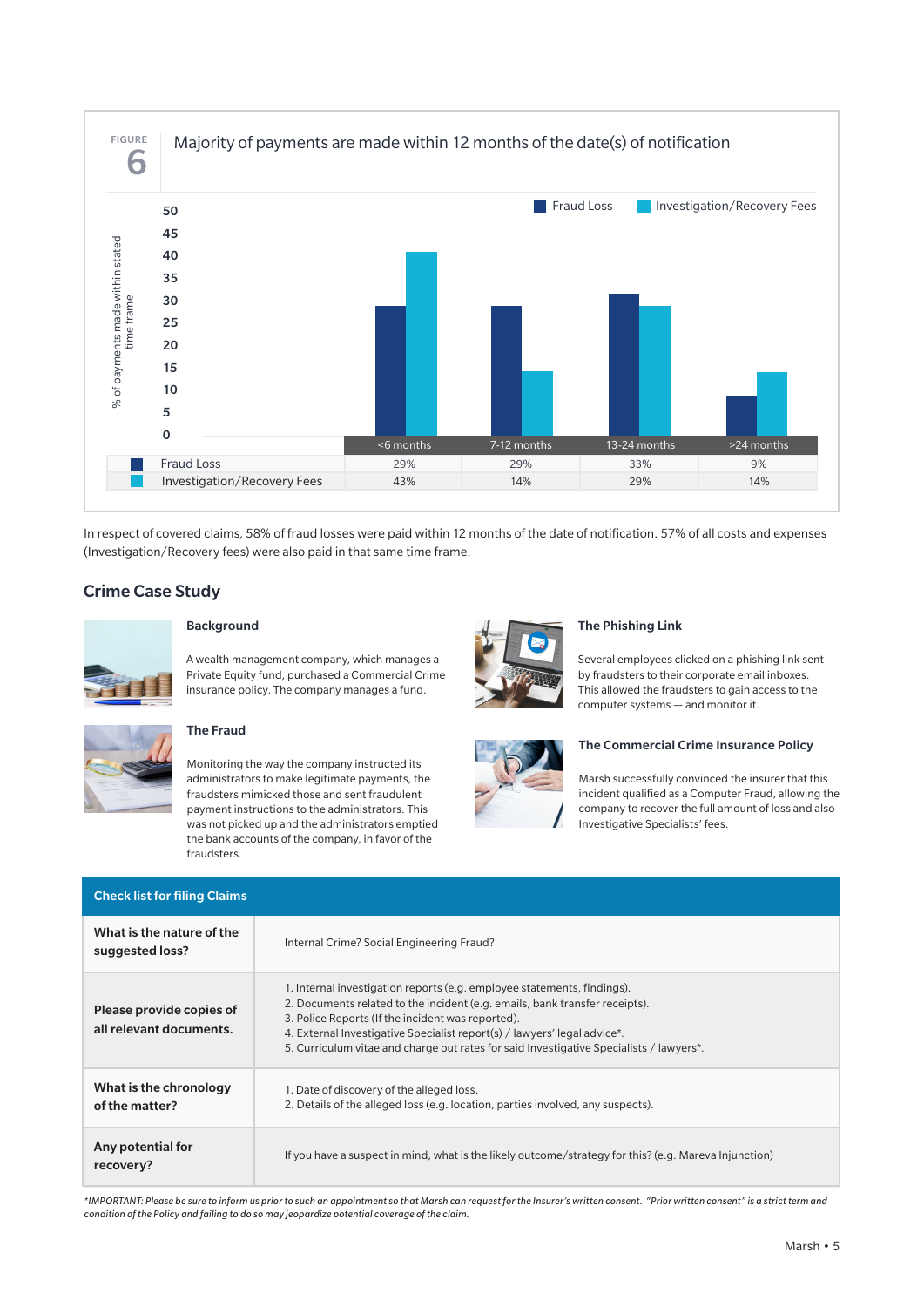FIGURE 6

Majority of payments are made within 12 months of the date(s) of notification

|  | <6 months | 7-12 months | 13-24 months | >24 months |
|---|---|---|---|---|
| Fraud Loss | 29% | 29% | 33% | 9% |
| Investigation/Recovery Fees | 43% | 14% | 29% | 14% |

In respect of covered claims, 58% of fraud losses were paid within 12 months of the date of notification. 57% of all costs and expenses (Investigation/Recovery fees) were also paid in that same time frame.

## Crime Case Study

### Background

A wealth management company, which manages a Private Equity fund, purchased a Commercial Crime insurance policy. The company manages a fund.

### The Fraud

Monitoring the way the company instructed its administrators to make legitimate payments, the fraudsters mimicked those and sent fraudulent payment instructions to the administrators. This was not picked up and the administrators emptied the bank accounts of the company, in favor of the fraudsters.

### The Phishing Link

Several employees clicked on a phishing link sent by fraudsters to their corporate email inboxes. This allowed the fraudsters to gain access to the computer systems — and monitor it.

### The Commercial Crime Insurance Policy

Marsh successfully convinced the insurer that this incident qualified as a Computer Fraud, allowing the company to recover the full amount of loss and also Investigative Specialists' fees.

| Check list for filing Claims | |
|---|---|
| **What is the nature of the suggested loss?** | Internal Crime? Social Engineering Fraud? |
| **Please provide copies of all relevant documents.** | 1. Internal investigation reports (e.g. employee statements, findings).<br>2. Documents related to the incident (e.g. emails, bank transfer receipts).<br>3. Police Reports (If the incident was reported).<br>4. External Investigative Specialist report(s) / lawyers' legal advice*.<br>5. Curriculum vitae and charge out rates for said Investigative Specialists / lawyers*. |
| **What is the chronology of the matter?** | 1. Date of discovery of the alleged loss.<br>2. Details of the alleged loss (e.g. location, parties involved, any suspects). |
| **Any potential for recovery?** | If you have a suspect in mind, what is the likely outcome/strategy for this? (e.g. Mareva Injunction) |

*\*IMPORTANT: Please be sure to inform us prior to such an appointment so that Marsh can request for the Insurer's written consent. "Prior written consent" is a strict term and condition of the Policy and failing to do so may jeopardize potential coverage of the claim.*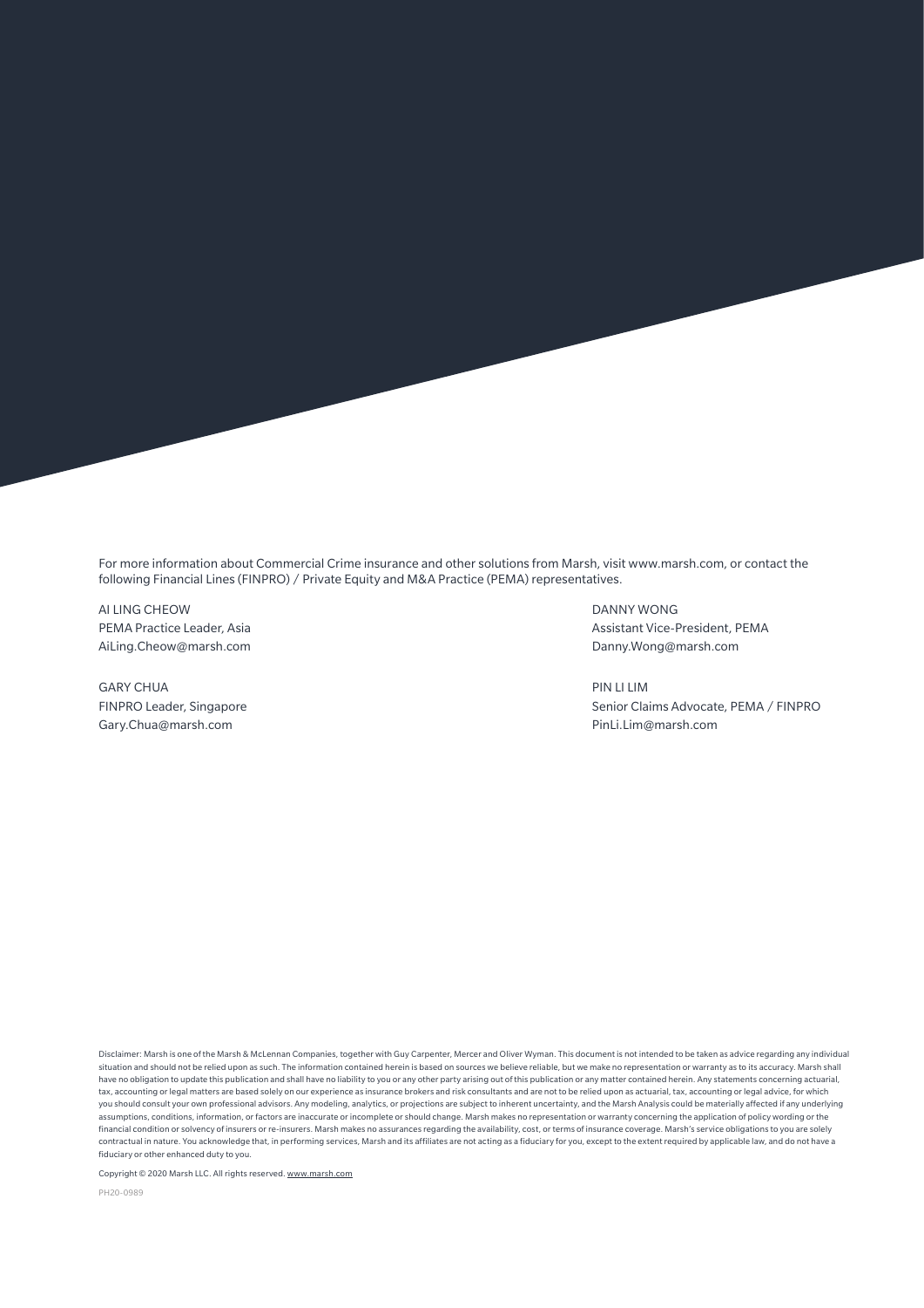For more information about Commercial Crime insurance and other solutions from Marsh, visit www.marsh.com, or contact the following Financial Lines (FINPRO) / Private Equity and M&A Practice (PEMA) representatives.

AI LING CHEOW
PEMA Practice Leader, Asia
AiLing.Cheow@marsh.com

GARY CHUA
FINPRO Leader, Singapore
Gary.Chua@marsh.com

DANNY WONG
Assistant Vice-President, PEMA
Danny.Wong@marsh.com

PIN LI LIM
Senior Claims Advocate, PEMA / FINPRO
PinLi.Lim@marsh.com

Disclaimer: Marsh is one of the Marsh & McLennan Companies, together with Guy Carpenter, Mercer and Oliver Wyman. This document is not intended to be taken as advice regarding any individual situation and should not be relied upon as such. The information contained herein is based on sources we believe reliable, but we make no representation or warranty as to its accuracy. Marsh shall have no obligation to update this publication and shall have no liability to you or any other party arising out of this publication or any matter contained herein. Any statements concerning actuarial, tax, accounting or legal matters are based solely on our experience as insurance brokers and risk consultants and are not to be relied upon as actuarial, tax, accounting or legal advice, for which you should consult your own professional advisors. Any modeling, analytics, or projections are subject to inherent uncertainty, and the Marsh Analysis could be materially affected if any underlying assumptions, conditions, information, or factors are inaccurate or incomplete or should change. Marsh makes no representation or warranty concerning the application of policy wording or the financial condition or solvency of insurers or re-insurers. Marsh makes no assurances regarding the availability, cost, or terms of insurance coverage. Marsh's service obligations to you are solely contractual in nature. You acknowledge that, in performing services, Marsh and its affiliates are not acting as a fiduciary for you, except to the extent required by applicable law, and do not have a fiduciary or other enhanced duty to you.

Copyright © 2020 Marsh LLC. All rights reserved. www.marsh.com

PH20-0989